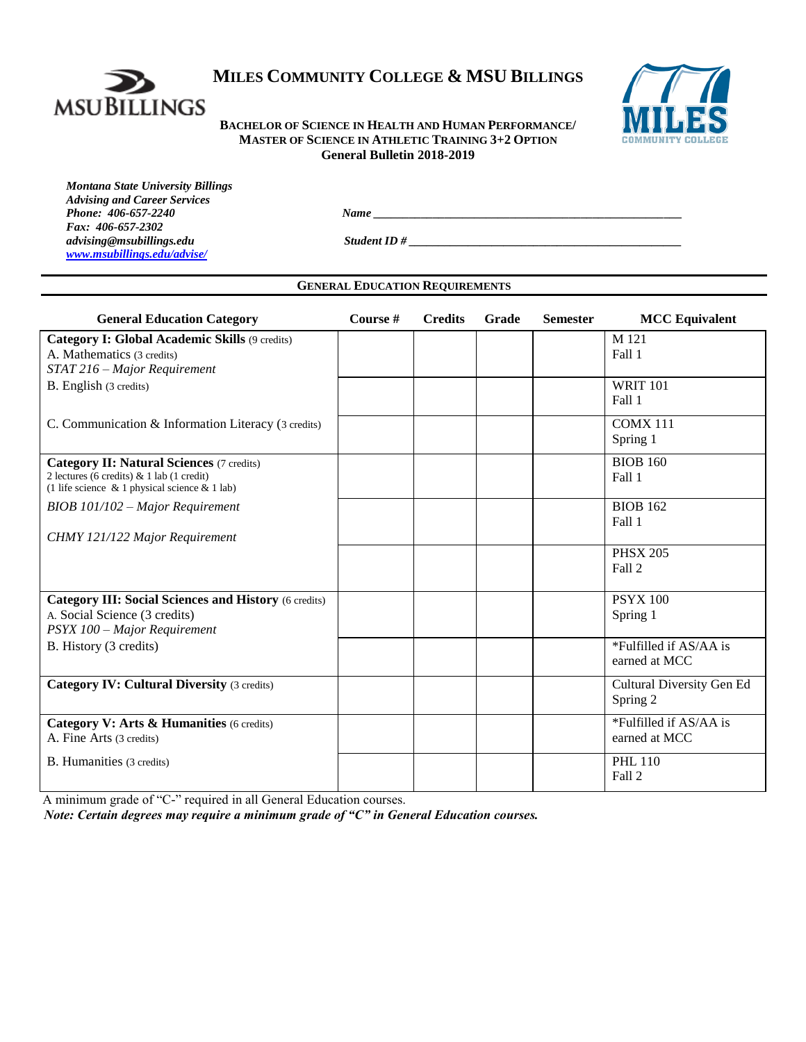# MILES COMMUNITY COLLEGE & MSU BILLINGS

**BACHELOR OF SCIENCE IN HEALTH AND HUMAN PERFORMANCE/ MASTER OF SCIENCE IN ATHLETIC TRAINING 3+2 OPTION**
**General Bulletin 2018-2019**

***Montana State University Billings***
***Advising and Career Services***
***Phone: 406-657-2240***
***Fax: 406-657-2302***
***advising@msubillings.edu***
***www.msubillings.edu/advise/***

***Name*** ____________________________________________________

***Student ID #*** _______________________________________________

## GENERAL EDUCATION REQUIREMENTS

| General Education Category | Course # | Credits | Grade | Semester | MCC Equivalent |
|---|---|---|---|---|---|
| **Category I: Global Academic Skills** (9 credits)<br>A. Mathematics (3 credits)<br>*STAT 216 – Major Requirement* | | | | | M 121<br>Fall 1 |
| B. English (3 credits) | | | | | WRIT 101<br>Fall 1 |
| C. Communication & Information Literacy (3 credits) | | | | | COMX 111<br>Spring 1 |
| **Category II: Natural Sciences** (7 credits)<br>2 lectures (6 credits) & 1 lab (1 credit)<br>(1 life science & 1 physical science & 1 lab) | | | | | BIOB 160<br>Fall 1 |
| *BIOB 101/102 – Major Requirement*<br>*CHMY 121/122 Major Requirement* | | | | | BIOB 162<br>Fall 1 |
| | | | | | PHSX 205<br>Fall 2 |
| **Category III: Social Sciences and History** (6 credits)<br>A. Social Science (3 credits)<br>*PSYX 100 – Major Requirement* | | | | | PSYX 100<br>Spring 1 |
| B. History (3 credits) | | | | | *Fulfilled if AS/AA is earned at MCC |
| **Category IV: Cultural Diversity** (3 credits) | | | | | Cultural Diversity Gen Ed<br>Spring 2 |
| **Category V: Arts & Humanities** (6 credits)<br>A. Fine Arts (3 credits) | | | | | *Fulfilled if AS/AA is earned at MCC |
| B. Humanities (3 credits) | | | | | PHL 110<br>Fall 2 |

A minimum grade of "C-" required in all General Education courses.

***Note: Certain degrees may require a minimum grade of "C" in General Education courses.***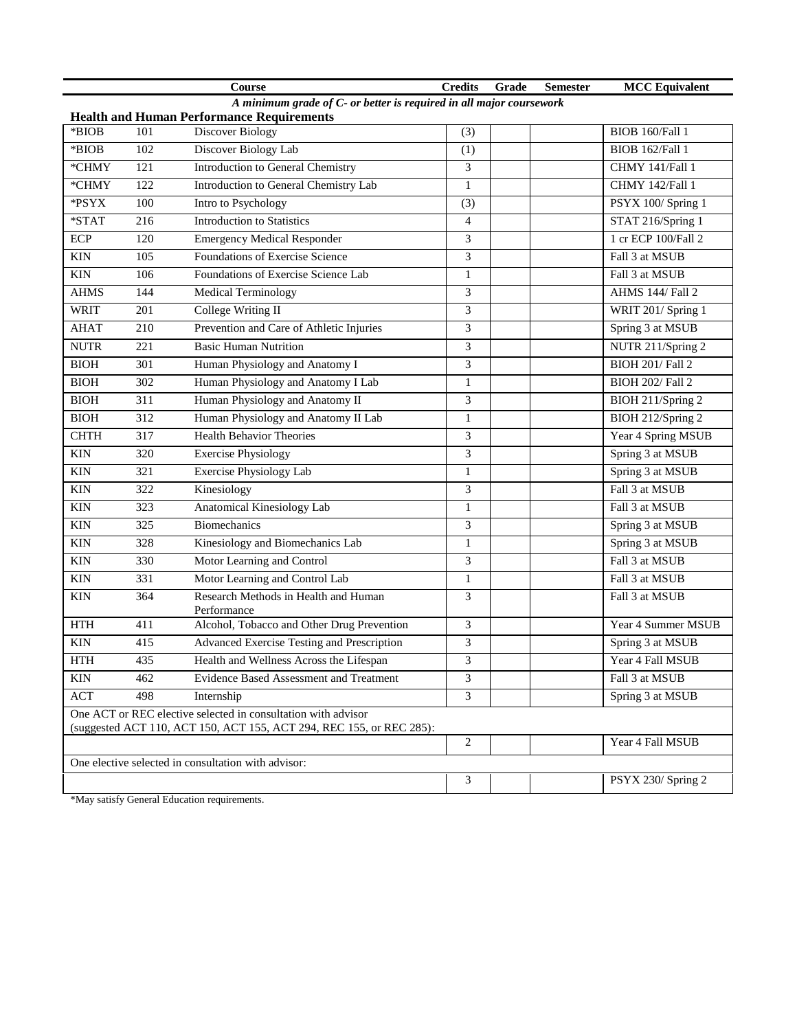| Course | | | Credits | Grade | Semester | MCC Equivalent |
|---|---|---|---|---|---|---|
| *A minimum grade of C- or better is required in all major coursework* | | | | | | |
| **Health and Human Performance Requirements** | | | | | | |
| *BIOB | 101 | Discover Biology | (3) | | | BIOB 160/Fall 1 |
| *BIOB | 102 | Discover Biology Lab | (1) | | | BIOB 162/Fall 1 |
| *CHMY | 121 | Introduction to General Chemistry | 3 | | | CHMY 141/Fall 1 |
| *CHMY | 122 | Introduction to General Chemistry Lab | 1 | | | CHMY 142/Fall 1 |
| *PSYX | 100 | Intro to Psychology | (3) | | | PSYX 100/ Spring 1 |
| *STAT | 216 | Introduction to Statistics | 4 | | | STAT 216/Spring 1 |
| ECP | 120 | Emergency Medical Responder | 3 | | | 1 cr ECP 100/Fall 2 |
| KIN | 105 | Foundations of Exercise Science | 3 | | | Fall 3 at MSUB |
| KIN | 106 | Foundations of Exercise Science Lab | 1 | | | Fall 3 at MSUB |
| AHMS | 144 | Medical Terminology | 3 | | | AHMS 144/ Fall 2 |
| WRIT | 201 | College Writing II | 3 | | | WRIT 201/ Spring 1 |
| AHAT | 210 | Prevention and Care of Athletic Injuries | 3 | | | Spring 3 at MSUB |
| NUTR | 221 | Basic Human Nutrition | 3 | | | NUTR 211/Spring 2 |
| BIOH | 301 | Human Physiology and Anatomy I | 3 | | | BIOH 201/ Fall 2 |
| BIOH | 302 | Human Physiology and Anatomy I Lab | 1 | | | BIOH 202/ Fall 2 |
| BIOH | 311 | Human Physiology and Anatomy II | 3 | | | BIOH 211/Spring 2 |
| BIOH | 312 | Human Physiology and Anatomy II Lab | 1 | | | BIOH 212/Spring 2 |
| CHTH | 317 | Health Behavior Theories | 3 | | | Year 4 Spring MSUB |
| KIN | 320 | Exercise Physiology | 3 | | | Spring 3 at MSUB |
| KIN | 321 | Exercise Physiology Lab | 1 | | | Spring 3 at MSUB |
| KIN | 322 | Kinesiology | 3 | | | Fall 3 at MSUB |
| KIN | 323 | Anatomical Kinesiology Lab | 1 | | | Fall 3 at MSUB |
| KIN | 325 | Biomechanics | 3 | | | Spring 3 at MSUB |
| KIN | 328 | Kinesiology and Biomechanics Lab | 1 | | | Spring 3 at MSUB |
| KIN | 330 | Motor Learning and Control | 3 | | | Fall 3 at MSUB |
| KIN | 331 | Motor Learning and Control Lab | 1 | | | Fall 3 at MSUB |
| KIN | 364 | Research Methods in Health and Human Performance | 3 | | | Fall 3 at MSUB |
| HTH | 411 | Alcohol, Tobacco and Other Drug Prevention | 3 | | | Year 4 Summer MSUB |
| KIN | 415 | Advanced Exercise Testing and Prescription | 3 | | | Spring 3 at MSUB |
| HTH | 435 | Health and Wellness Across the Lifespan | 3 | | | Year 4 Fall MSUB |
| KIN | 462 | Evidence Based Assessment and Treatment | 3 | | | Fall 3 at MSUB |
| ACT | 498 | Internship | 3 | | | Spring 3 at MSUB |
| One ACT or REC elective selected in consultation with advisor (suggested ACT 110, ACT 150, ACT 155, ACT 294, REC 155, or REC 285): | | | | | | |
| | | | 2 | | | Year 4 Fall MSUB |
| One elective selected in consultation with advisor: | | | | | | |
| | | | 3 | | | PSYX 230/ Spring 2 |

*May satisfy General Education requirements.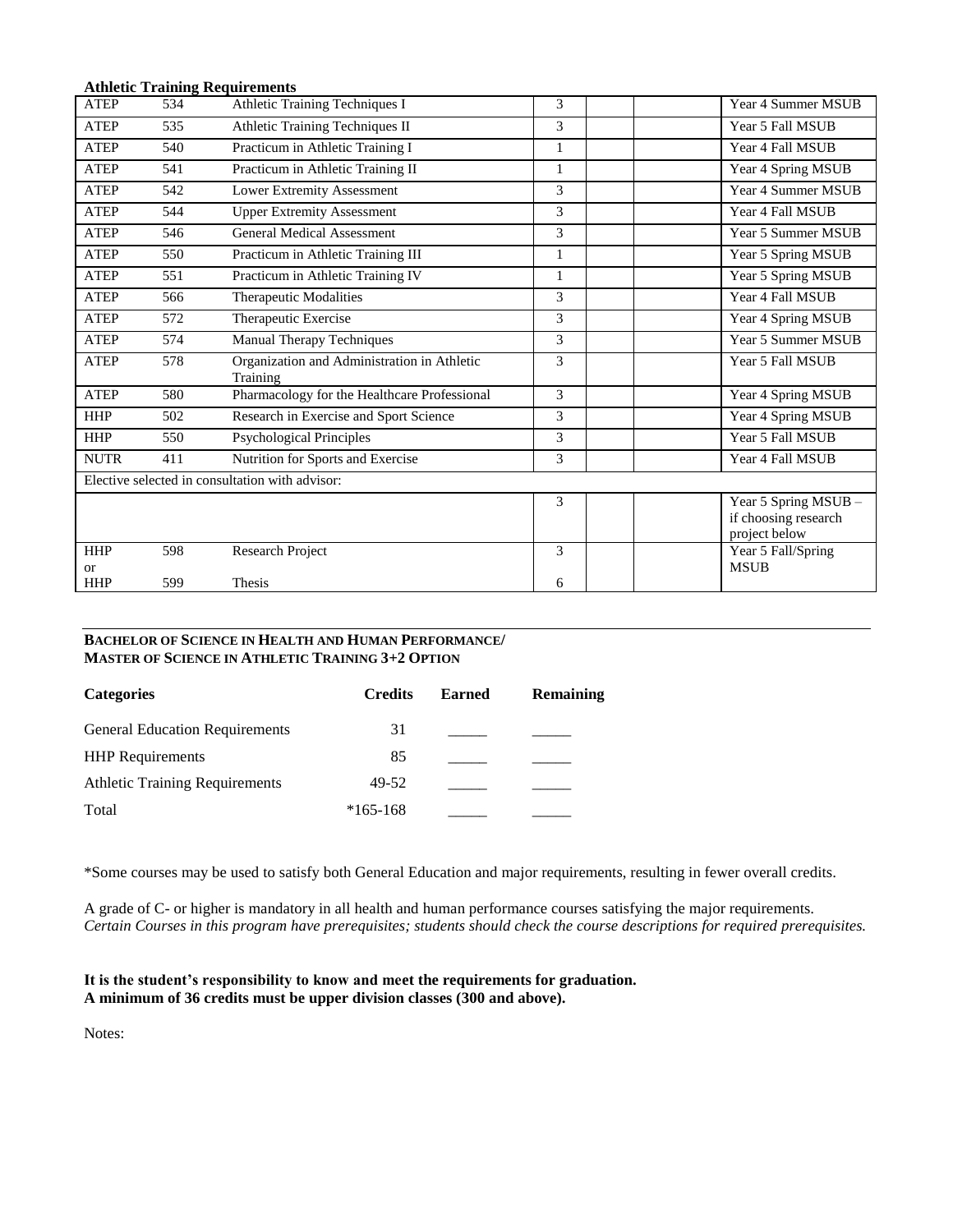**Athletic Training Requirements**

| | | | | | | |
|---|---|---|---|---|---|---|
| ATEP | 534 | Athletic Training Techniques I | 3 | | | Year 4 Summer MSUB |
| ATEP | 535 | Athletic Training Techniques II | 3 | | | Year 5 Fall MSUB |
| ATEP | 540 | Practicum in Athletic Training I | 1 | | | Year 4 Fall MSUB |
| ATEP | 541 | Practicum in Athletic Training II | 1 | | | Year 4 Spring MSUB |
| ATEP | 542 | Lower Extremity Assessment | 3 | | | Year 4 Summer MSUB |
| ATEP | 544 | Upper Extremity Assessment | 3 | | | Year 4 Fall MSUB |
| ATEP | 546 | General Medical Assessment | 3 | | | Year 5 Summer MSUB |
| ATEP | 550 | Practicum in Athletic Training III | 1 | | | Year 5 Spring MSUB |
| ATEP | 551 | Practicum in Athletic Training IV | 1 | | | Year 5 Spring MSUB |
| ATEP | 566 | Therapeutic Modalities | 3 | | | Year 4 Fall MSUB |
| ATEP | 572 | Therapeutic Exercise | 3 | | | Year 4 Spring MSUB |
| ATEP | 574 | Manual Therapy Techniques | 3 | | | Year 5 Summer MSUB |
| ATEP | 578 | Organization and Administration in Athletic Training | 3 | | | Year 5 Fall MSUB |
| ATEP | 580 | Pharmacology for the Healthcare Professional | 3 | | | Year 4 Spring MSUB |
| HHP | 502 | Research in Exercise and Sport Science | 3 | | | Year 4 Spring MSUB |
| HHP | 550 | Psychological Principles | 3 | | | Year 5 Fall MSUB |
| NUTR | 411 | Nutrition for Sports and Exercise | 3 | | | Year 4 Fall MSUB |
| Elective selected in consultation with advisor: | | | | | | |
| | | | 3 | | | Year 5 Spring MSUB – if choosing research project below |
| HHP or HHP | 598 / 599 | Research Project / Thesis | 3 / 6 | | | Year 5 Fall/Spring MSUB |

**BACHELOR OF SCIENCE IN HEALTH AND HUMAN PERFORMANCE/ MASTER OF SCIENCE IN ATHLETIC TRAINING 3+2 OPTION**

| Categories | Credits | Earned | Remaining |
|---|---|---|---|
| General Education Requirements | 31 | _____ | _____ |
| HHP Requirements | 85 | _____ | _____ |
| Athletic Training Requirements | 49-52 | _____ | _____ |
| Total | *165-168 | _____ | _____ |

*Some courses may be used to satisfy both General Education and major requirements, resulting in fewer overall credits.

A grade of C- or higher is mandatory in all health and human performance courses satisfying the major requirements.
*Certain Courses in this program have prerequisites; students should check the course descriptions for required prerequisites.*

**It is the student's responsibility to know and meet the requirements for graduation.**
**A minimum of 36 credits must be upper division classes (300 and above).**

Notes: